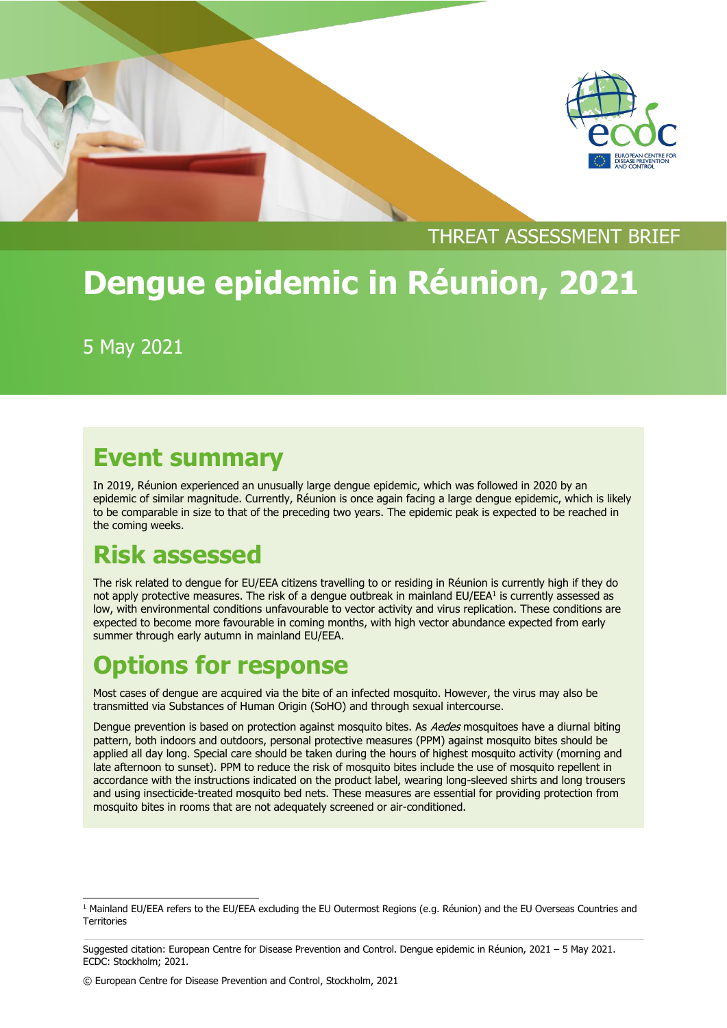THREAT ASSESSMENT BRIEF

# Dengue epidemic in Réunion, 2021

5 May 2021

## Event summary

In 2019, Réunion experienced an unusually large dengue epidemic, which was followed in 2020 by an epidemic of similar magnitude. Currently, Réunion is once again facing a large dengue epidemic, which is likely to be comparable in size to that of the preceding two years. The epidemic peak is expected to be reached in the coming weeks.

## Risk assessed

The risk related to dengue for EU/EEA citizens travelling to or residing in Réunion is currently high if they do not apply protective measures. The risk of a dengue outbreak in mainland EU/EEA[1] is currently assessed as low, with environmental conditions unfavourable to vector activity and virus replication. These conditions are expected to become more favourable in coming months, with high vector abundance expected from early summer through early autumn in mainland EU/EEA.

## Options for response

Most cases of dengue are acquired via the bite of an infected mosquito. However, the virus may also be transmitted via Substances of Human Origin (SoHO) and through sexual intercourse.

Dengue prevention is based on protection against mosquito bites. As *Aedes* mosquitoes have a diurnal biting pattern, both indoors and outdoors, personal protective measures (PPM) against mosquito bites should be applied all day long. Special care should be taken during the hours of highest mosquito activity (morning and late afternoon to sunset). PPM to reduce the risk of mosquito bites include the use of mosquito repellent in accordance with the instructions indicated on the product label, wearing long-sleeved shirts and long trousers and using insecticide-treated mosquito bed nets. These measures are essential for providing protection from mosquito bites in rooms that are not adequately screened or air-conditioned.

[1] Mainland EU/EEA refers to the EU/EEA excluding the EU Outermost Regions (e.g. Réunion) and the EU Overseas Countries and Territories

Suggested citation: European Centre for Disease Prevention and Control. Dengue epidemic in Réunion, 2021 – 5 May 2021. ECDC: Stockholm; 2021.

© European Centre for Disease Prevention and Control, Stockholm, 2021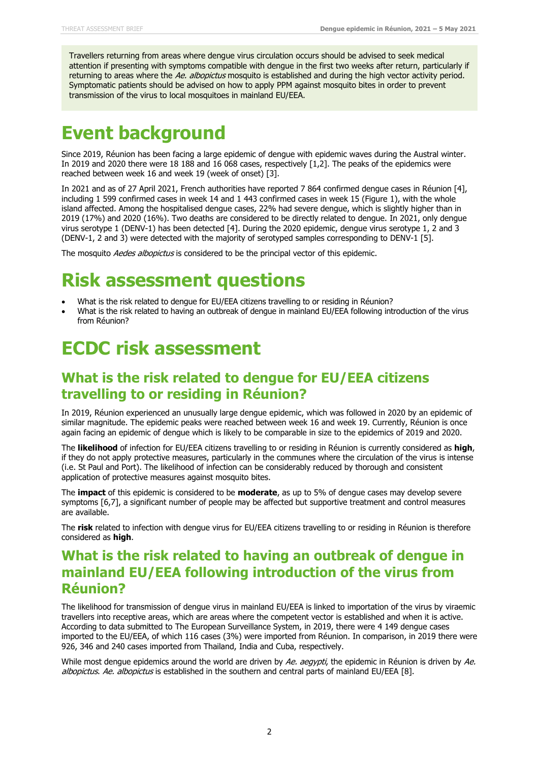Travellers returning from areas where dengue virus circulation occurs should be advised to seek medical attention if presenting with symptoms compatible with dengue in the first two weeks after return, particularly if returning to areas where the *Ae. albopictus* mosquito is established and during the high vector activity period. Symptomatic patients should be advised on how to apply PPM against mosquito bites in order to prevent transmission of the virus to local mosquitoes in mainland EU/EEA.

# Event background

Since 2019, Réunion has been facing a large epidemic of dengue with epidemic waves during the Austral winter. In 2019 and 2020 there were 18 188 and 16 068 cases, respectively [1,2]. The peaks of the epidemics were reached between week 16 and week 19 (week of onset) [3].

In 2021 and as of 27 April 2021, French authorities have reported 7 864 confirmed dengue cases in Réunion [4], including 1 599 confirmed cases in week 14 and 1 443 confirmed cases in week 15 (Figure 1), with the whole island affected. Among the hospitalised dengue cases, 22% had severe dengue, which is slightly higher than in 2019 (17%) and 2020 (16%). Two deaths are considered to be directly related to dengue. In 2021, only dengue virus serotype 1 (DENV-1) has been detected [4]. During the 2020 epidemic, dengue virus serotype 1, 2 and 3 (DENV-1, 2 and 3) were detected with the majority of serotyped samples corresponding to DENV-1 [5].

The mosquito *Aedes albopictus* is considered to be the principal vector of this epidemic.

# Risk assessment questions

- What is the risk related to dengue for EU/EEA citizens travelling to or residing in Réunion?
- What is the risk related to having an outbreak of dengue in mainland EU/EEA following introduction of the virus from Réunion?

# ECDC risk assessment

## What is the risk related to dengue for EU/EEA citizens travelling to or residing in Réunion?

In 2019, Réunion experienced an unusually large dengue epidemic, which was followed in 2020 by an epidemic of similar magnitude. The epidemic peaks were reached between week 16 and week 19. Currently, Réunion is once again facing an epidemic of dengue which is likely to be comparable in size to the epidemics of 2019 and 2020.

The **likelihood** of infection for EU/EEA citizens travelling to or residing in Réunion is currently considered as **high**, if they do not apply protective measures, particularly in the communes where the circulation of the virus is intense (i.e. St Paul and Port). The likelihood of infection can be considerably reduced by thorough and consistent application of protective measures against mosquito bites.

The **impact** of this epidemic is considered to be **moderate**, as up to 5% of dengue cases may develop severe symptoms [6,7], a significant number of people may be affected but supportive treatment and control measures are available.

The **risk** related to infection with dengue virus for EU/EEA citizens travelling to or residing in Réunion is therefore considered as **high**.

## What is the risk related to having an outbreak of dengue in mainland EU/EEA following introduction of the virus from Réunion?

The likelihood for transmission of dengue virus in mainland EU/EEA is linked to importation of the virus by viraemic travellers into receptive areas, which are areas where the competent vector is established and when it is active. According to data submitted to The European Surveillance System, in 2019, there were 4 149 dengue cases imported to the EU/EEA, of which 116 cases (3%) were imported from Réunion. In comparison, in 2019 there were 926, 346 and 240 cases imported from Thailand, India and Cuba, respectively.

While most dengue epidemics around the world are driven by *Ae. aegypti*, the epidemic in Réunion is driven by *Ae. albopictus*. *Ae. albopictus* is established in the southern and central parts of mainland EU/EEA [8].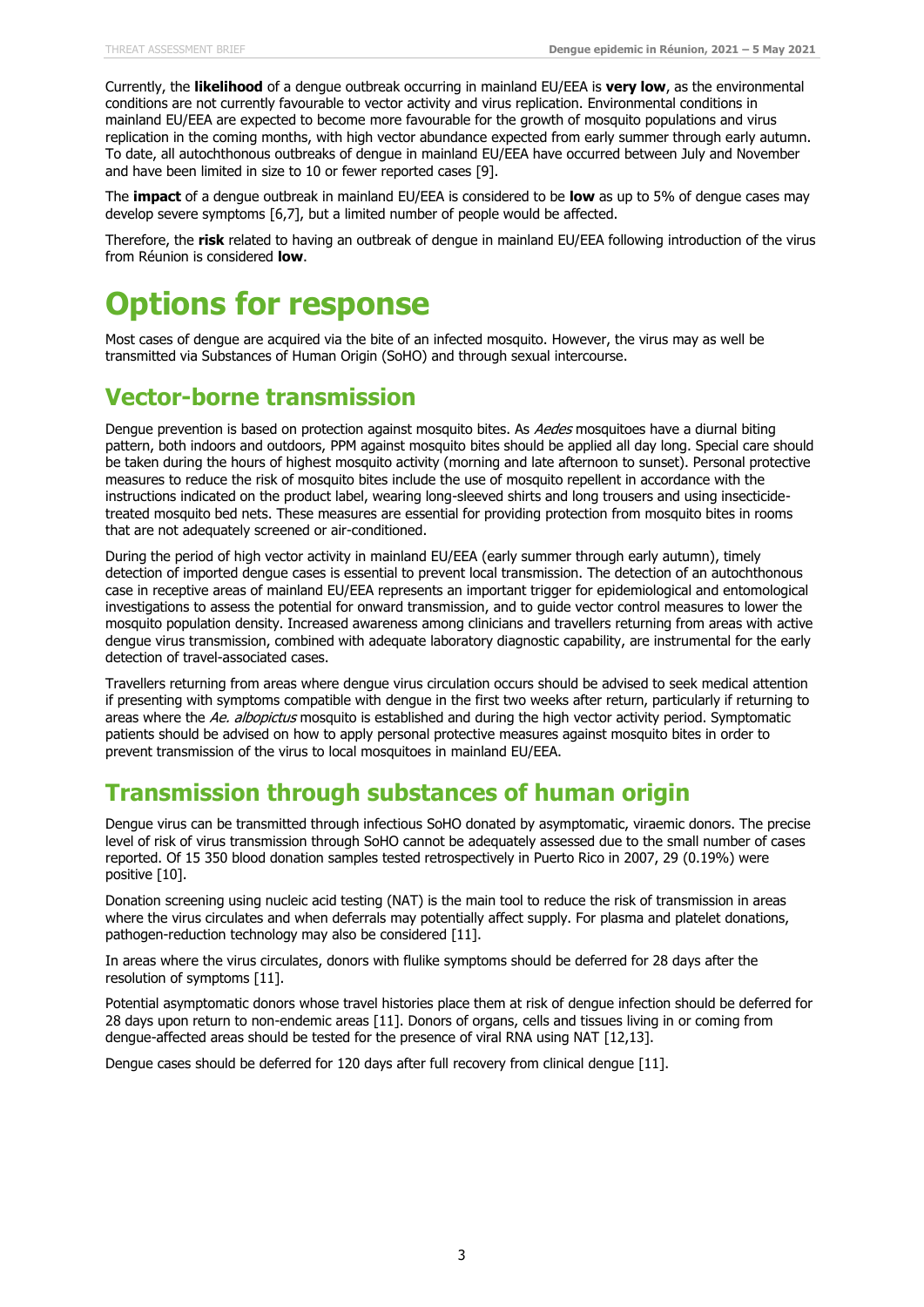Currently, the **likelihood** of a dengue outbreak occurring in mainland EU/EEA is **very low**, as the environmental conditions are not currently favourable to vector activity and virus replication. Environmental conditions in mainland EU/EEA are expected to become more favourable for the growth of mosquito populations and virus replication in the coming months, with high vector abundance expected from early summer through early autumn. To date, all autochthonous outbreaks of dengue in mainland EU/EEA have occurred between July and November and have been limited in size to 10 or fewer reported cases [9].

The **impact** of a dengue outbreak in mainland EU/EEA is considered to be **low** as up to 5% of dengue cases may develop severe symptoms [6,7], but a limited number of people would be affected.

Therefore, the **risk** related to having an outbreak of dengue in mainland EU/EEA following introduction of the virus from Réunion is considered **low**.

# Options for response

Most cases of dengue are acquired via the bite of an infected mosquito. However, the virus may as well be transmitted via Substances of Human Origin (SoHO) and through sexual intercourse.

## Vector-borne transmission

Dengue prevention is based on protection against mosquito bites. As *Aedes* mosquitoes have a diurnal biting pattern, both indoors and outdoors, PPM against mosquito bites should be applied all day long. Special care should be taken during the hours of highest mosquito activity (morning and late afternoon to sunset). Personal protective measures to reduce the risk of mosquito bites include the use of mosquito repellent in accordance with the instructions indicated on the product label, wearing long-sleeved shirts and long trousers and using insecticide-treated mosquito bed nets. These measures are essential for providing protection from mosquito bites in rooms that are not adequately screened or air-conditioned.

During the period of high vector activity in mainland EU/EEA (early summer through early autumn), timely detection of imported dengue cases is essential to prevent local transmission. The detection of an autochthonous case in receptive areas of mainland EU/EEA represents an important trigger for epidemiological and entomological investigations to assess the potential for onward transmission, and to guide vector control measures to lower the mosquito population density. Increased awareness among clinicians and travellers returning from areas with active dengue virus transmission, combined with adequate laboratory diagnostic capability, are instrumental for the early detection of travel-associated cases.

Travellers returning from areas where dengue virus circulation occurs should be advised to seek medical attention if presenting with symptoms compatible with dengue in the first two weeks after return, particularly if returning to areas where the *Ae. albopictus* mosquito is established and during the high vector activity period. Symptomatic patients should be advised on how to apply personal protective measures against mosquito bites in order to prevent transmission of the virus to local mosquitoes in mainland EU/EEA.

## Transmission through substances of human origin

Dengue virus can be transmitted through infectious SoHO donated by asymptomatic, viraemic donors. The precise level of risk of virus transmission through SoHO cannot be adequately assessed due to the small number of cases reported. Of 15 350 blood donation samples tested retrospectively in Puerto Rico in 2007, 29 (0.19%) were positive [10].

Donation screening using nucleic acid testing (NAT) is the main tool to reduce the risk of transmission in areas where the virus circulates and when deferrals may potentially affect supply. For plasma and platelet donations, pathogen-reduction technology may also be considered [11].

In areas where the virus circulates, donors with flulike symptoms should be deferred for 28 days after the resolution of symptoms [11].

Potential asymptomatic donors whose travel histories place them at risk of dengue infection should be deferred for 28 days upon return to non-endemic areas [11]. Donors of organs, cells and tissues living in or coming from dengue-affected areas should be tested for the presence of viral RNA using NAT [12,13].

Dengue cases should be deferred for 120 days after full recovery from clinical dengue [11].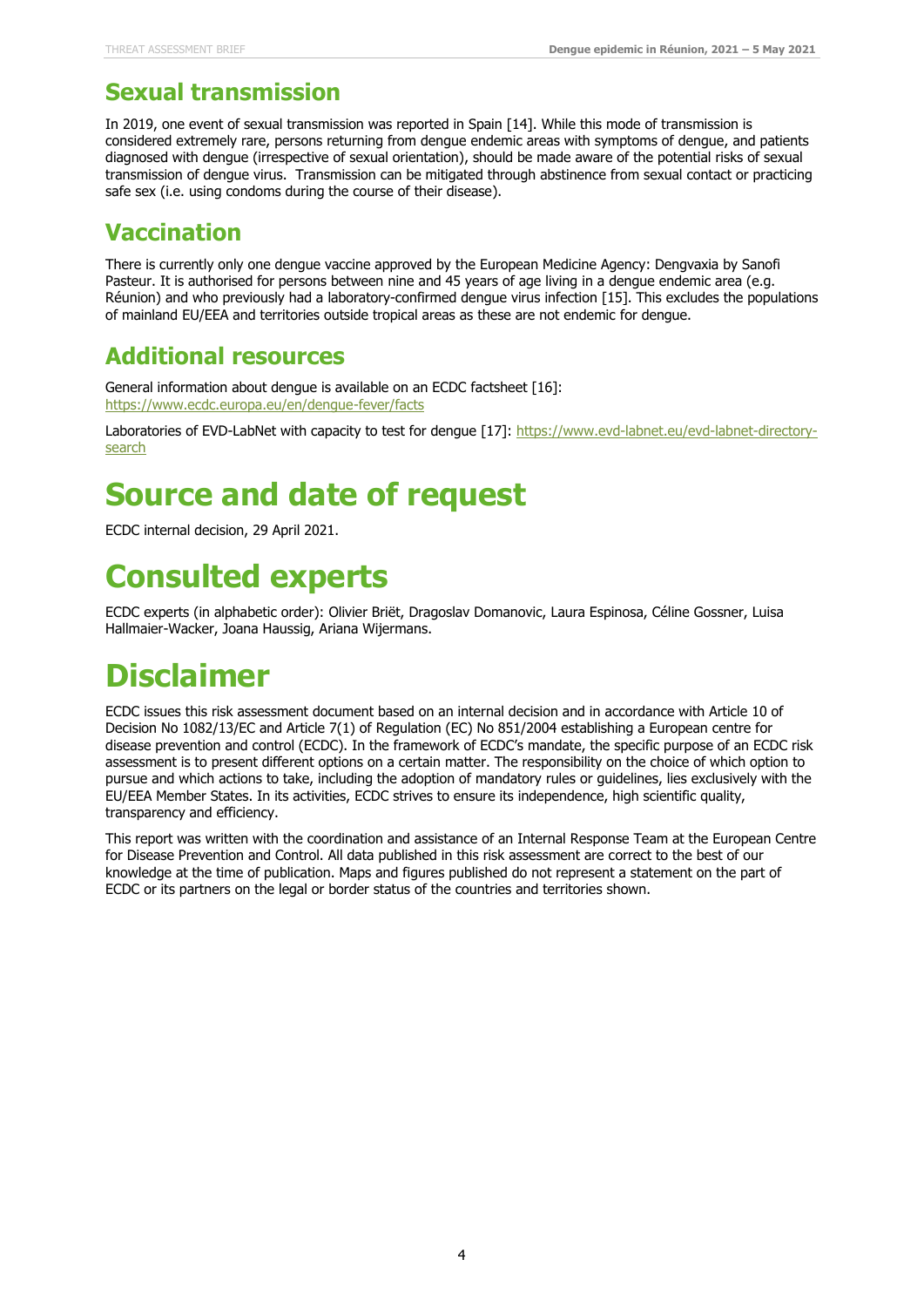## Sexual transmission

In 2019, one event of sexual transmission was reported in Spain [14]. While this mode of transmission is considered extremely rare, persons returning from dengue endemic areas with symptoms of dengue, and patients diagnosed with dengue (irrespective of sexual orientation), should be made aware of the potential risks of sexual transmission of dengue virus. Transmission can be mitigated through abstinence from sexual contact or practicing safe sex (i.e. using condoms during the course of their disease).

## Vaccination

There is currently only one dengue vaccine approved by the European Medicine Agency: Dengvaxia by Sanofi Pasteur. It is authorised for persons between nine and 45 years of age living in a dengue endemic area (e.g. Réunion) and who previously had a laboratory-confirmed dengue virus infection [15]. This excludes the populations of mainland EU/EEA and territories outside tropical areas as these are not endemic for dengue.

## Additional resources

General information about dengue is available on an ECDC factsheet [16]: https://www.ecdc.europa.eu/en/dengue-fever/facts

Laboratories of EVD-LabNet with capacity to test for dengue [17]: https://www.evd-labnet.eu/evd-labnet-directory-search

# Source and date of request

ECDC internal decision, 29 April 2021.

# Consulted experts

ECDC experts (in alphabetic order): Olivier Briët, Dragoslav Domanovic, Laura Espinosa, Céline Gossner, Luisa Hallmaier-Wacker, Joana Haussig, Ariana Wijermans.

# Disclaimer

ECDC issues this risk assessment document based on an internal decision and in accordance with Article 10 of Decision No 1082/13/EC and Article 7(1) of Regulation (EC) No 851/2004 establishing a European centre for disease prevention and control (ECDC). In the framework of ECDC's mandate, the specific purpose of an ECDC risk assessment is to present different options on a certain matter. The responsibility on the choice of which option to pursue and which actions to take, including the adoption of mandatory rules or guidelines, lies exclusively with the EU/EEA Member States. In its activities, ECDC strives to ensure its independence, high scientific quality, transparency and efficiency.

This report was written with the coordination and assistance of an Internal Response Team at the European Centre for Disease Prevention and Control. All data published in this risk assessment are correct to the best of our knowledge at the time of publication. Maps and figures published do not represent a statement on the part of ECDC or its partners on the legal or border status of the countries and territories shown.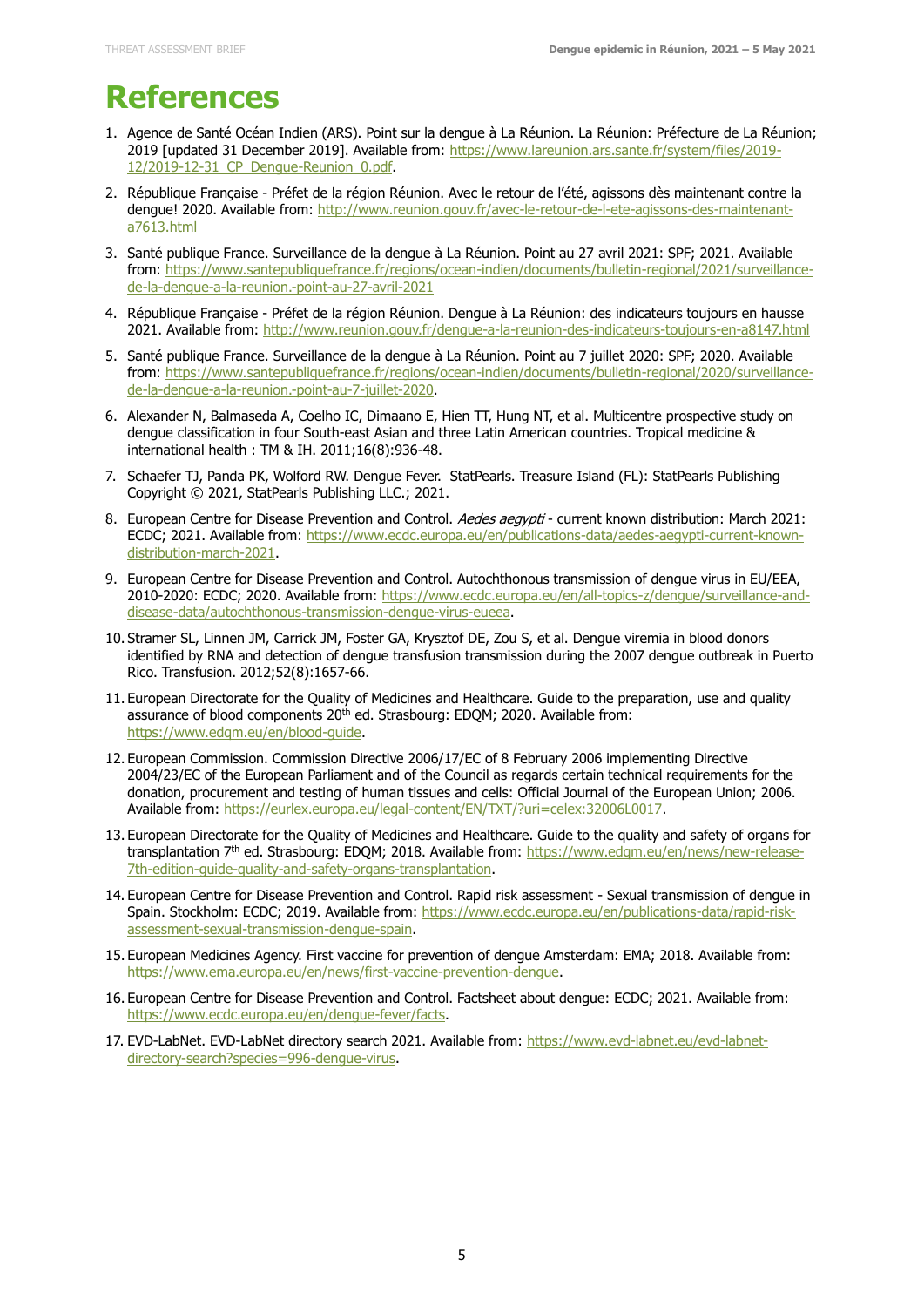# References

1. Agence de Santé Océan Indien (ARS). Point sur la dengue à La Réunion. La Réunion: Préfecture de La Réunion; 2019 [updated 31 December 2019]. Available from: https://www.lareunion.ars.sante.fr/system/files/2019-12/2019-12-31_CP_Dengue-Reunion_0.pdf.
2. République Française - Préfet de la région Réunion. Avec le retour de l'été, agissons dès maintenant contre la dengue! 2020. Available from: http://www.reunion.gouv.fr/avec-le-retour-de-l-ete-agissons-des-maintenant-a7613.html
3. Santé publique France. Surveillance de la dengue à La Réunion. Point au 27 avril 2021: SPF; 2021. Available from: https://www.santepubliquefrance.fr/regions/ocean-indien/documents/bulletin-regional/2021/surveillance-de-la-dengue-a-la-reunion.-point-au-27-avril-2021
4. République Française - Préfet de la région Réunion. Dengue à La Réunion: des indicateurs toujours en hausse 2021. Available from: http://www.reunion.gouv.fr/dengue-a-la-reunion-des-indicateurs-toujours-en-a8147.html
5. Santé publique France. Surveillance de la dengue à La Réunion. Point au 7 juillet 2020: SPF; 2020. Available from: https://www.santepubliquefrance.fr/regions/ocean-indien/documents/bulletin-regional/2020/surveillance-de-la-dengue-a-la-reunion.-point-au-7-juillet-2020.
6. Alexander N, Balmaseda A, Coelho IC, Dimaano E, Hien TT, Hung NT, et al. Multicentre prospective study on dengue classification in four South-east Asian and three Latin American countries. Tropical medicine & international health : TM & IH. 2011;16(8):936-48.
7. Schaefer TJ, Panda PK, Wolford RW. Dengue Fever. StatPearls. Treasure Island (FL): StatPearls Publishing Copyright © 2021, StatPearls Publishing LLC.; 2021.
8. European Centre for Disease Prevention and Control. *Aedes aegypti* - current known distribution: March 2021: ECDC; 2021. Available from: https://www.ecdc.europa.eu/en/publications-data/aedes-aegypti-current-known-distribution-march-2021.
9. European Centre for Disease Prevention and Control. Autochthonous transmission of dengue virus in EU/EEA, 2010-2020: ECDC; 2020. Available from: https://www.ecdc.europa.eu/en/all-topics-z/dengue/surveillance-and-disease-data/autochthonous-transmission-dengue-virus-eueea.
10. Stramer SL, Linnen JM, Carrick JM, Foster GA, Krysztof DE, Zou S, et al. Dengue viremia in blood donors identified by RNA and detection of dengue transfusion transmission during the 2007 dengue outbreak in Puerto Rico. Transfusion. 2012;52(8):1657-66.
11. European Directorate for the Quality of Medicines and Healthcare. Guide to the preparation, use and quality assurance of blood components 20th ed. Strasbourg: EDQM; 2020. Available from: https://www.edqm.eu/en/blood-guide.
12. European Commission. Commission Directive 2006/17/EC of 8 February 2006 implementing Directive 2004/23/EC of the European Parliament and of the Council as regards certain technical requirements for the donation, procurement and testing of human tissues and cells: Official Journal of the European Union; 2006. Available from: https://eurlex.europa.eu/legal-content/EN/TXT/?uri=celex:32006L0017.
13. European Directorate for the Quality of Medicines and Healthcare. Guide to the quality and safety of organs for transplantation 7th ed. Strasbourg: EDQM; 2018. Available from: https://www.edqm.eu/en/news/new-release-7th-edition-guide-quality-and-safety-organs-transplantation.
14. European Centre for Disease Prevention and Control. Rapid risk assessment - Sexual transmission of dengue in Spain. Stockholm: ECDC; 2019. Available from: https://www.ecdc.europa.eu/en/publications-data/rapid-risk-assessment-sexual-transmission-dengue-spain.
15. European Medicines Agency. First vaccine for prevention of dengue Amsterdam: EMA; 2018. Available from: https://www.ema.europa.eu/en/news/first-vaccine-prevention-dengue.
16. European Centre for Disease Prevention and Control. Factsheet about dengue: ECDC; 2021. Available from: https://www.ecdc.europa.eu/en/dengue-fever/facts.
17. EVD-LabNet. EVD-LabNet directory search 2021. Available from: https://www.evd-labnet.eu/evd-labnet-directory-search?species=996-dengue-virus.